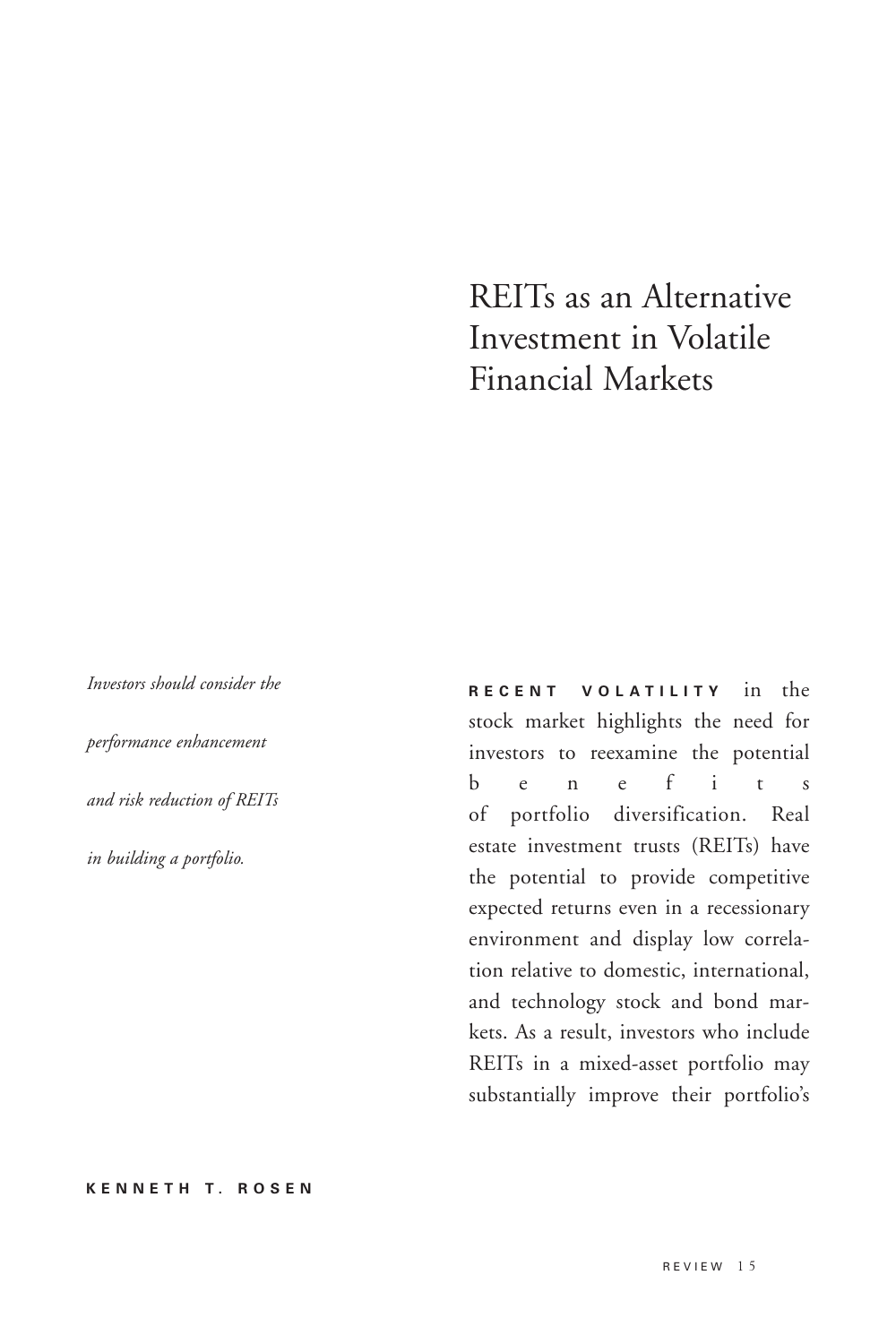# REITs as an Alternative Investment in Volatile Financial Markets

*Investors should consider the performance enhancement and risk reduction of REITs in building a portfolio.*

**KENNETH T. ROSEN**

**RECENT VOLATILITY** in the stock market highlights the need for investors to reexamine the potential benefits of portfolio diversification. Real estate investment trusts (REITs) have the potential to provide competitive expected returns even in a recessionary environment and display low correlation relative to domestic, international, and technology stock and bond markets. As a result, investors who include REITs in a mixed-asset portfolio may substantially improve their portfolio's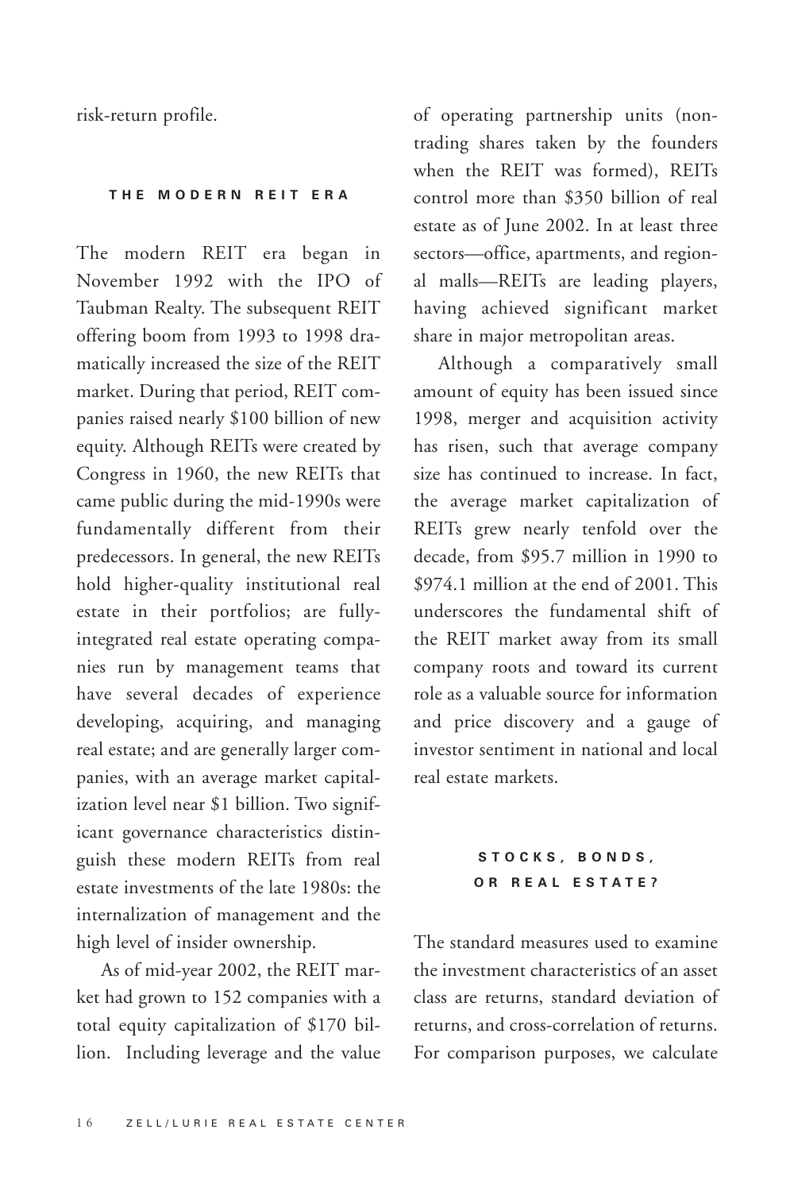risk-return profile.

## THE MODERN REIT ERA

The modern REIT era began in November 1992 with the IPO of Taubman Realty. The subsequent REIT offering boom from 1993 to 1998 dramatically increased the size of the REIT market. During that period, REIT companies raised nearly $100 billion of new equity. Although REITs were created by Congress in 1960, the new REITs that came public during the mid-1990s were fundamentally different from their predecessors. In general, the new REITs hold higher-quality institutional real estate in their portfolios; are fully-integrated real estate operating companies run by management teams that have several decades of experience developing, acquiring, and managing real estate; and are generally larger companies, with an average market capitalization level near $1 billion. Two significant governance characteristics distinguish these modern REITs from real estate investments of the late 1980s: the internalization of management and the high level of insider ownership.

As of mid-year 2002, the REIT market had grown to 152 companies with a total equity capitalization of $170 billion. Including leverage and the value of operating partnership units (non-trading shares taken by the founders when the REIT was formed), REITs control more than $350 billion of real estate as of June 2002. In at least three sectors—office, apartments, and regional malls—REITs are leading players, having achieved significant market share in major metropolitan areas.

Although a comparatively small amount of equity has been issued since 1998, merger and acquisition activity has risen, such that average company size has continued to increase. In fact, the average market capitalization of REITs grew nearly tenfold over the decade, from $95.7 million in 1990 to $974.1 million at the end of 2001. This underscores the fundamental shift of the REIT market away from its small company roots and toward its current role as a valuable source for information and price discovery and a gauge of investor sentiment in national and local real estate markets.

## STOCKS, BONDS, OR REAL ESTATE?

The standard measures used to examine the investment characteristics of an asset class are returns, standard deviation of returns, and cross-correlation of returns. For comparison purposes, we calculate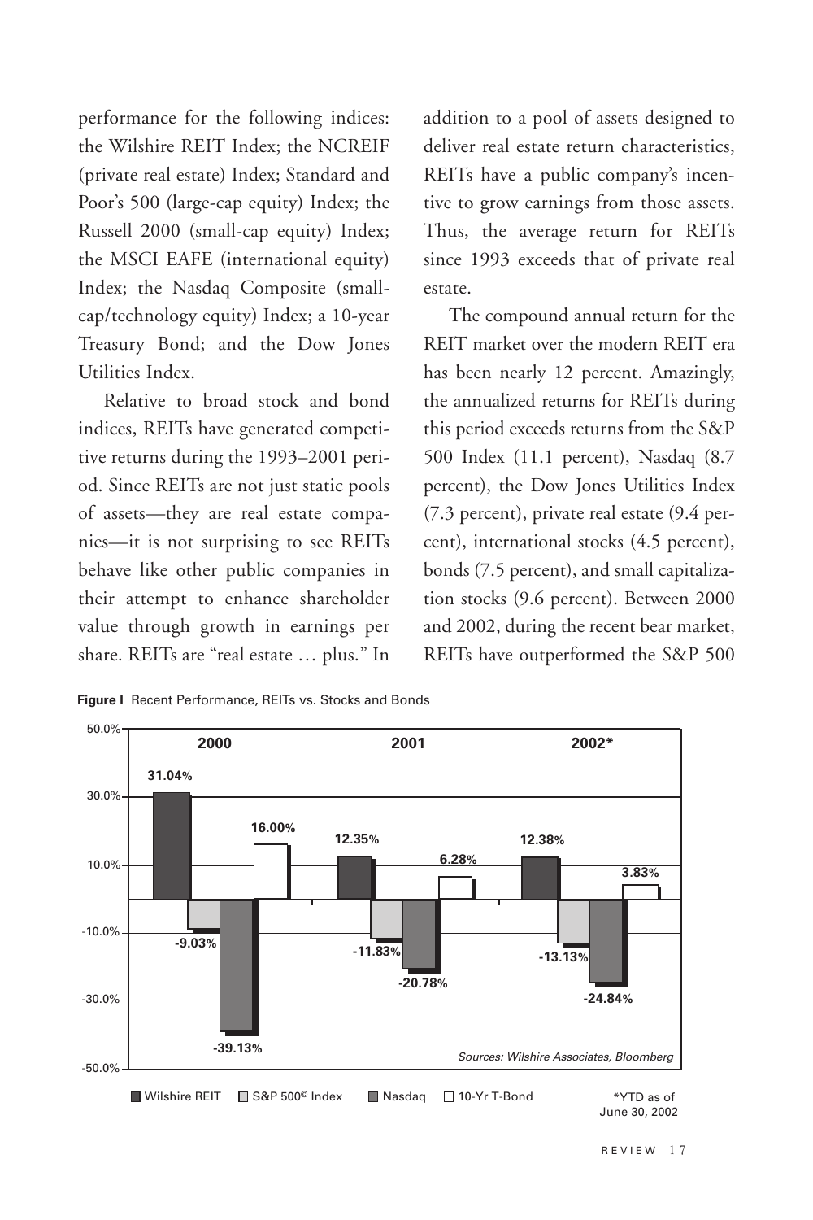performance for the following indices: the Wilshire REIT Index; the NCREIF (private real estate) Index; Standard and Poor's 500 (large-cap equity) Index; the Russell 2000 (small-cap equity) Index; the MSCI EAFE (international equity) Index; the Nasdaq Composite (small-cap/technology equity) Index; a 10-year Treasury Bond; and the Dow Jones Utilities Index.

Relative to broad stock and bond indices, REITs have generated competitive returns during the 1993–2001 period. Since REITs are not just static pools of assets—they are real estate companies—it is not surprising to see REITs behave like other public companies in their attempt to enhance shareholder value through growth in earnings per share. REITs are "real estate … plus." In addition to a pool of assets designed to deliver real estate return characteristics, REITs have a public company's incentive to grow earnings from those assets. Thus, the average return for REITs since 1993 exceeds that of private real estate.

The compound annual return for the REIT market over the modern REIT era has been nearly 12 percent. Amazingly, the annualized returns for REITs during this period exceeds returns from the S&P 500 Index (11.1 percent), Nasdaq (8.7 percent), the Dow Jones Utilities Index (7.3 percent), private real estate (9.4 percent), international stocks (4.5 percent), bonds (7.5 percent), and small capitalization stocks (9.6 percent). Between 2000 and 2002, during the recent bear market, REITs have outperformed the S&P 500

**Figure I** Recent Performance, REITs vs. Stocks and Bonds

| | 2000 | 2001 | 2002* |
|---|---|---|---|
| Wilshire REIT | 31.04% | 12.35% | 12.38% |
| S&P 500© Index | -9.03% | -11.83% | -13.13% |
| Nasdaq | -39.13% | -20.78% | -24.84% |
| 10-Yr T-Bond | 16.00% | 6.28% | 3.83% |

*Sources: Wilshire Associates, Bloomberg*

*YTD as of June 30, 2002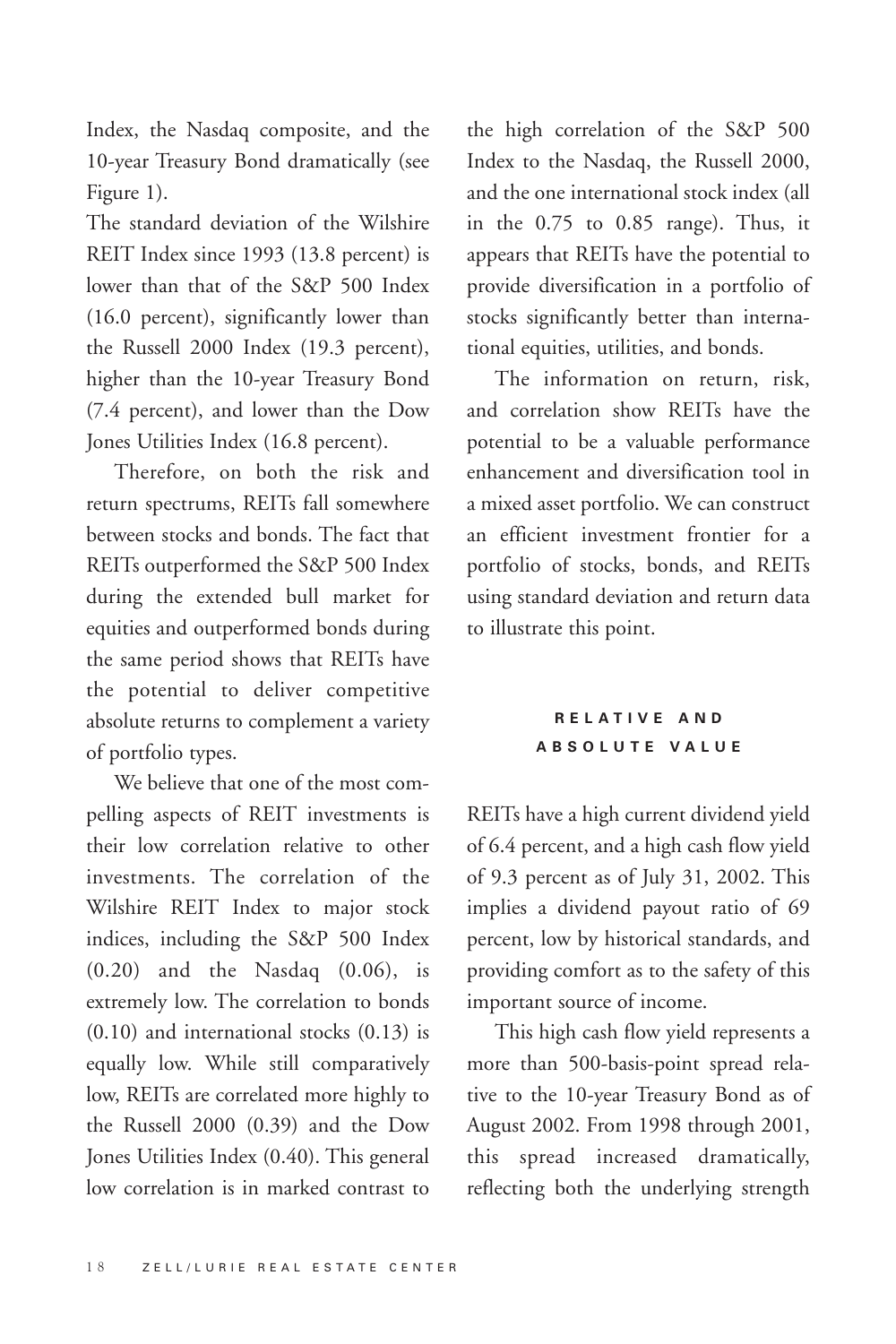Index, the Nasdaq composite, and the 10-year Treasury Bond dramatically (see Figure 1).

The standard deviation of the Wilshire REIT Index since 1993 (13.8 percent) is lower than that of the S&P 500 Index (16.0 percent), significantly lower than the Russell 2000 Index (19.3 percent), higher than the 10-year Treasury Bond (7.4 percent), and lower than the Dow Jones Utilities Index (16.8 percent).

Therefore, on both the risk and return spectrums, REITs fall somewhere between stocks and bonds. The fact that REITs outperformed the S&P 500 Index during the extended bull market for equities and outperformed bonds during the same period shows that REITs have the potential to deliver competitive absolute returns to complement a variety of portfolio types.

We believe that one of the most compelling aspects of REIT investments is their low correlation relative to other investments. The correlation of the Wilshire REIT Index to major stock indices, including the S&P 500 Index (0.20) and the Nasdaq (0.06), is extremely low. The correlation to bonds (0.10) and international stocks (0.13) is equally low. While still comparatively low, REITs are correlated more highly to the Russell 2000 (0.39) and the Dow Jones Utilities Index (0.40). This general low correlation is in marked contrast to the high correlation of the S&P 500 Index to the Nasdaq, the Russell 2000, and the one international stock index (all in the 0.75 to 0.85 range). Thus, it appears that REITs have the potential to provide diversification in a portfolio of stocks significantly better than international equities, utilities, and bonds.

The information on return, risk, and correlation show REITs have the potential to be a valuable performance enhancement and diversification tool in a mixed asset portfolio. We can construct an efficient investment frontier for a portfolio of stocks, bonds, and REITs using standard deviation and return data to illustrate this point.

## RELATIVE AND ABSOLUTE VALUE

REITs have a high current dividend yield of 6.4 percent, and a high cash flow yield of 9.3 percent as of July 31, 2002. This implies a dividend payout ratio of 69 percent, low by historical standards, and providing comfort as to the safety of this important source of income.

This high cash flow yield represents a more than 500-basis-point spread relative to the 10-year Treasury Bond as of August 2002. From 1998 through 2001, this spread increased dramatically, reflecting both the underlying strength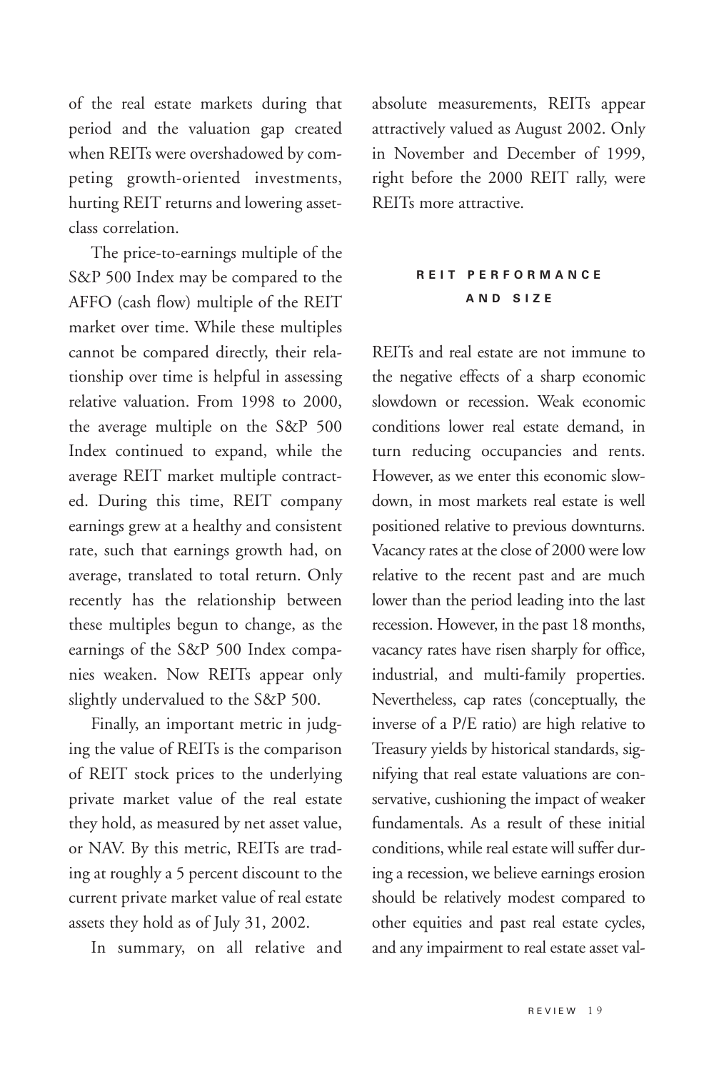of the real estate markets during that period and the valuation gap created when REITs were overshadowed by competing growth-oriented investments, hurting REIT returns and lowering asset-class correlation.

The price-to-earnings multiple of the S&P 500 Index may be compared to the AFFO (cash flow) multiple of the REIT market over time. While these multiples cannot be compared directly, their relationship over time is helpful in assessing relative valuation. From 1998 to 2000, the average multiple on the S&P 500 Index continued to expand, while the average REIT market multiple contracted. During this time, REIT company earnings grew at a healthy and consistent rate, such that earnings growth had, on average, translated to total return. Only recently has the relationship between these multiples begun to change, as the earnings of the S&P 500 Index companies weaken. Now REITs appear only slightly undervalued to the S&P 500.

Finally, an important metric in judging the value of REITs is the comparison of REIT stock prices to the underlying private market value of the real estate they hold, as measured by net asset value, or NAV. By this metric, REITs are trading at roughly a 5 percent discount to the current private market value of real estate assets they hold as of July 31, 2002.

In summary, on all relative and absolute measurements, REITs appear attractively valued as August 2002. Only in November and December of 1999, right before the 2000 REIT rally, were REITs more attractive.

## REIT PERFORMANCE AND SIZE

REITs and real estate are not immune to the negative effects of a sharp economic slowdown or recession. Weak economic conditions lower real estate demand, in turn reducing occupancies and rents. However, as we enter this economic slowdown, in most markets real estate is well positioned relative to previous downturns. Vacancy rates at the close of 2000 were low relative to the recent past and are much lower than the period leading into the last recession. However, in the past 18 months, vacancy rates have risen sharply for office, industrial, and multi-family properties. Nevertheless, cap rates (conceptually, the inverse of a P/E ratio) are high relative to Treasury yields by historical standards, signifying that real estate valuations are conservative, cushioning the impact of weaker fundamentals. As a result of these initial conditions, while real estate will suffer during a recession, we believe earnings erosion should be relatively modest compared to other equities and past real estate cycles, and any impairment to real estate asset val-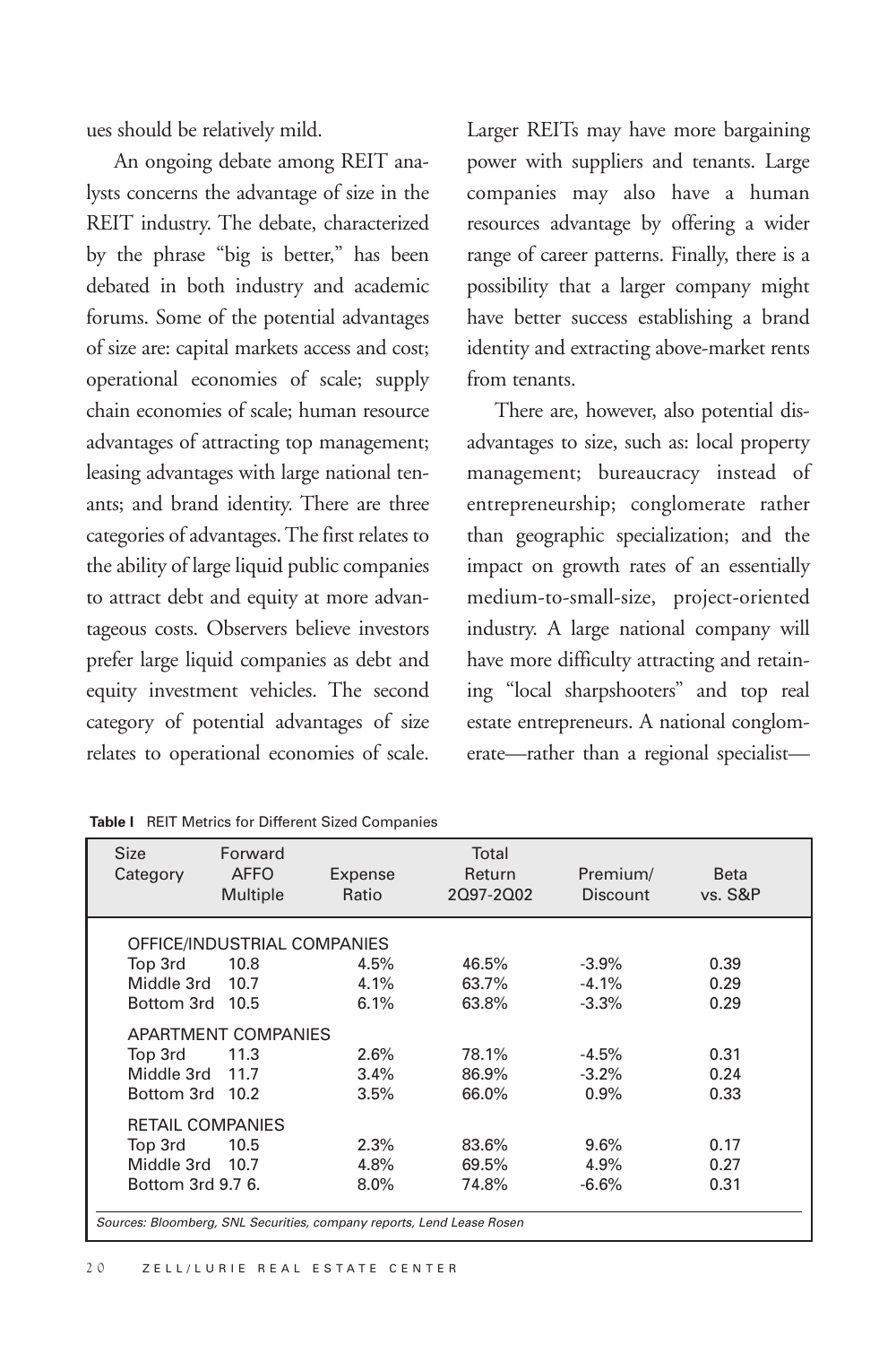ues should be relatively mild.

An ongoing debate among REIT analysts concerns the advantage of size in the REIT industry. The debate, characterized by the phrase "big is better," has been debated in both industry and academic forums. Some of the potential advantages of size are: capital markets access and cost; operational economies of scale; supply chain economies of scale; human resource advantages of attracting top management; leasing advantages with large national tenants; and brand identity. There are three categories of advantages. The first relates to the ability of large liquid public companies to attract debt and equity at more advantageous costs. Observers believe investors prefer large liquid companies as debt and equity investment vehicles. The second category of potential advantages of size relates to operational economies of scale. Larger REITs may have more bargaining power with suppliers and tenants. Large companies may also have a human resources advantage by offering a wider range of career patterns. Finally, there is a possibility that a larger company might have better success establishing a brand identity and extracting above-market rents from tenants.

There are, however, also potential disadvantages to size, such as: local property management; bureaucracy instead of entrepreneurship; conglomerate rather than geographic specialization; and the impact on growth rates of an essentially medium-to-small-size, project-oriented industry. A large national company will have more difficulty attracting and retaining "local sharpshooters" and top real estate entrepreneurs. A national conglomerate—rather than a regional specialist—

**Table I** REIT Metrics for Different Sized Companies

| Size Category | Forward AFFO Multiple | Expense Ratio | Total Return 2Q97-2Q02 | Premium/ Discount | Beta vs. S&P |
|---|---|---|---|---|---|
| OFFICE/INDUSTRIAL COMPANIES | | | | | |
| Top 3rd | 10.8 | 4.5% | 46.5% | -3.9% | 0.39 |
| Middle 3rd | 10.7 | 4.1% | 63.7% | -4.1% | 0.29 |
| Bottom 3rd | 10.5 | 6.1% | 63.8% | -3.3% | 0.29 |
| APARTMENT COMPANIES | | | | | |
| Top 3rd | 11.3 | 2.6% | 78.1% | -4.5% | 0.31 |
| Middle 3rd | 11.7 | 3.4% | 86.9% | -3.2% | 0.24 |
| Bottom 3rd | 10.2 | 3.5% | 66.0% | 0.9% | 0.33 |
| RETAIL COMPANIES | | | | | |
| Top 3rd | 10.5 | 2.3% | 83.6% | 9.6% | 0.17 |
| Middle 3rd | 10.7 | 4.8% | 69.5% | 4.9% | 0.27 |
| Bottom 3rd | 9.7 6. | 8.0% | 74.8% | -6.6% | 0.31 |

*Sources: Bloomberg, SNL Securities, company reports, Lend Lease Rosen*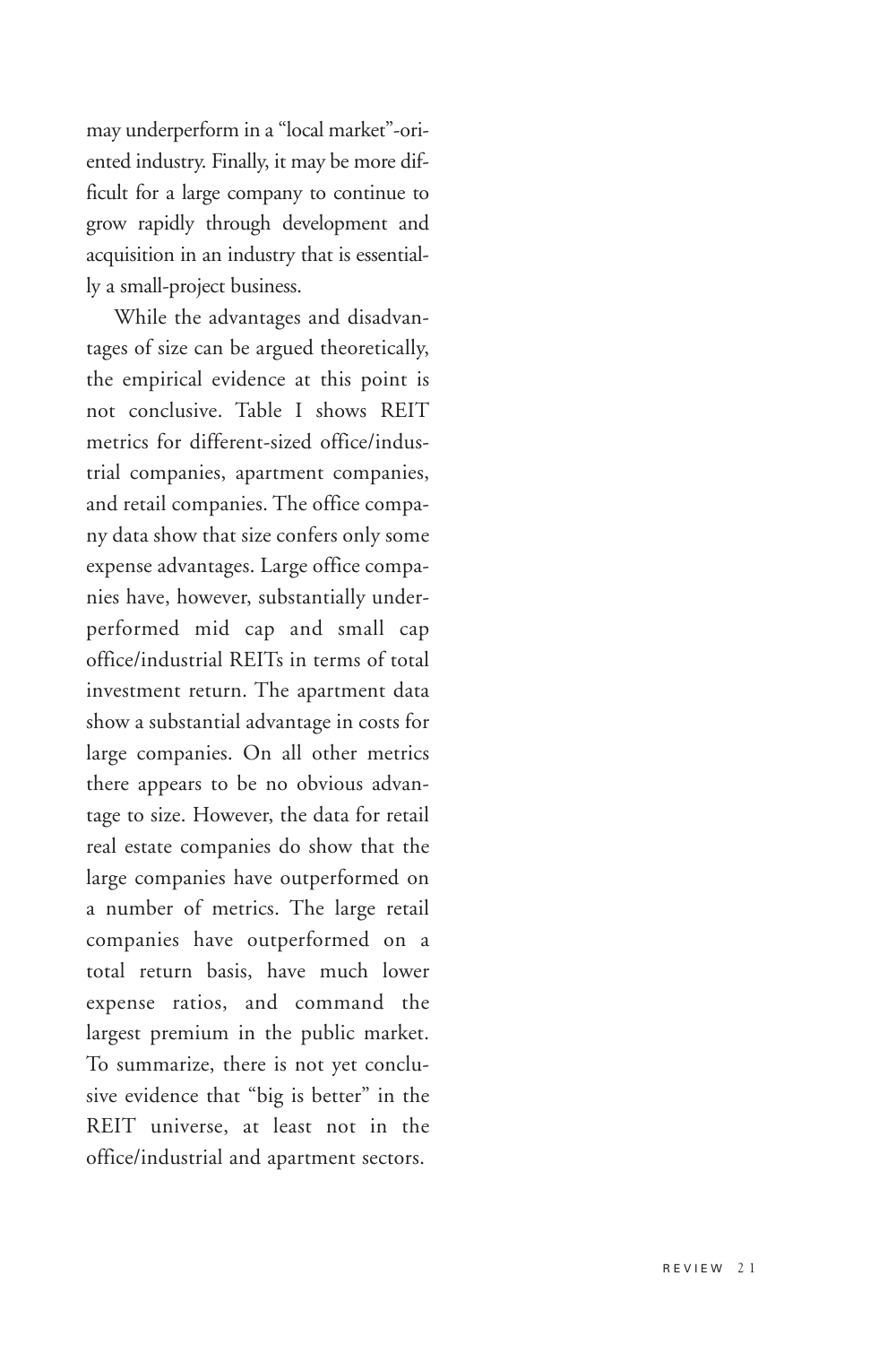may underperform in a "local market"-oriented industry. Finally, it may be more difficult for a large company to continue to grow rapidly through development and acquisition in an industry that is essentially a small-project business.

While the advantages and disadvantages of size can be argued theoretically, the empirical evidence at this point is not conclusive. Table I shows REIT metrics for different-sized office/industrial companies, apartment companies, and retail companies. The office company data show that size confers only some expense advantages. Large office companies have, however, substantially underperformed mid cap and small cap office/industrial REITs in terms of total investment return. The apartment data show a substantial advantage in costs for large companies. On all other metrics there appears to be no obvious advantage to size. However, the data for retail real estate companies do show that the large companies have outperformed on a number of metrics. The large retail companies have outperformed on a total return basis, have much lower expense ratios, and command the largest premium in the public market. To summarize, there is not yet conclusive evidence that "big is better" in the REIT universe, at least not in the office/industrial and apartment sectors.